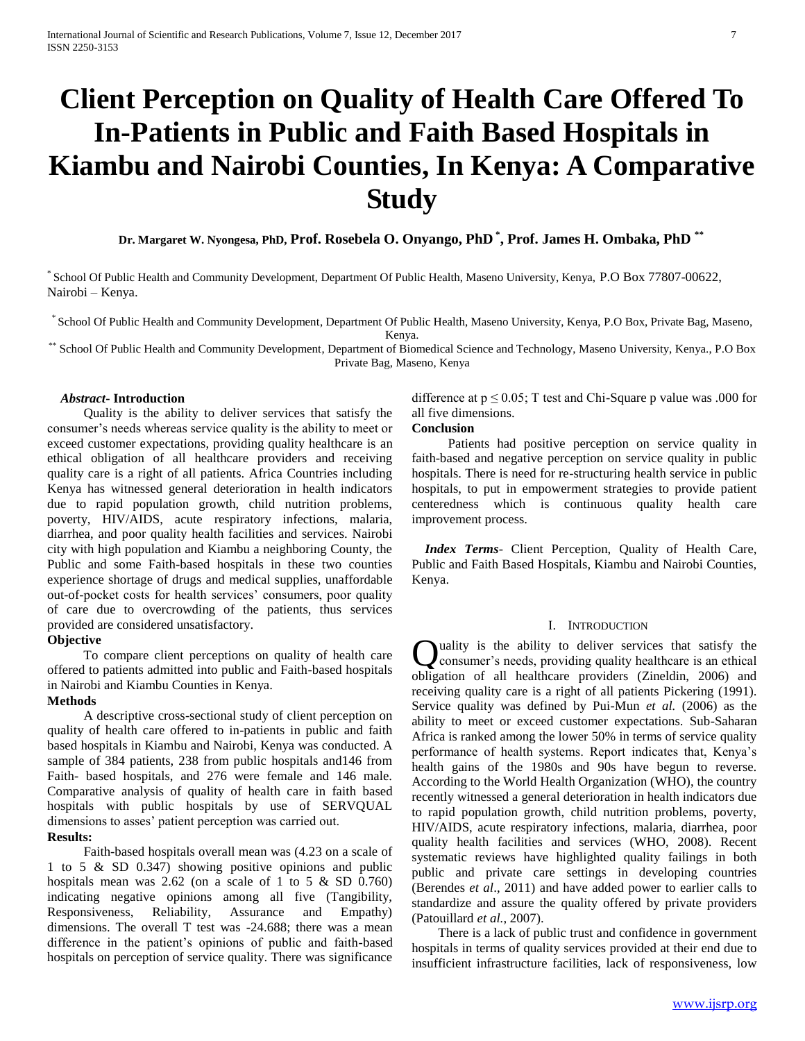# Client Perception on Quality of Health Care Offered To In-Patients in Public and Faith Based Hospitals in Kiambu and Nairobi Counties, In Kenya: A Comparative Study

**Dr. Margaret W. Nyongesa, PhD, Prof. Rosebela O. Onyango, PhD [*], Prof. James H. Ombaka, PhD [**]**

[*] School Of Public Health and Community Development, Department Of Public Health, Maseno University, Kenya, P.O Box 77807-00622, Nairobi – Kenya.

[*] School Of Public Health and Community Development, Department Of Public Health, Maseno University, Kenya, P.O Box, Private Bag, Maseno, Kenya.

[**] School Of Public Health and Community Development, Department of Biomedical Science and Technology, Maseno University, Kenya., P.O Box Private Bag, Maseno, Kenya

***Abstract*- Introduction**

Quality is the ability to deliver services that satisfy the consumer's needs whereas service quality is the ability to meet or exceed customer expectations, providing quality healthcare is an ethical obligation of all healthcare providers and receiving quality care is a right of all patients. Africa Countries including Kenya has witnessed general deterioration in health indicators due to rapid population growth, child nutrition problems, poverty, HIV/AIDS, acute respiratory infections, malaria, diarrhea, and poor quality health facilities and services. Nairobi city with high population and Kiambu a neighboring County, the Public and some Faith-based hospitals in these two counties experience shortage of drugs and medical supplies, unaffordable out-of-pocket costs for health services' consumers, poor quality of care due to overcrowding of the patients, thus services provided are considered unsatisfactory.

**Objective**

To compare client perceptions on quality of health care offered to patients admitted into public and Faith-based hospitals in Nairobi and Kiambu Counties in Kenya.

**Methods**

A descriptive cross-sectional study of client perception on quality of health care offered to in-patients in public and faith based hospitals in Kiambu and Nairobi, Kenya was conducted. A sample of 384 patients, 238 from public hospitals and146 from Faith- based hospitals, and 276 were female and 146 male. Comparative analysis of quality of health care in faith based hospitals with public hospitals by use of SERVQUAL dimensions to asses' patient perception was carried out.

**Results:**

Faith-based hospitals overall mean was (4.23 on a scale of 1 to 5 & SD 0.347) showing positive opinions and public hospitals mean was 2.62 (on a scale of 1 to 5 & SD 0.760) indicating negative opinions among all five (Tangibility, Responsiveness, Reliability, Assurance and Empathy) dimensions. The overall T test was -24.688; there was a mean difference in the patient's opinions of public and faith-based hospitals on perception of service quality. There was significance difference at $p \leq 0.05$; T test and Chi-Square p value was .000 for all five dimensions.

**Conclusion**

Patients had positive perception on service quality in faith-based and negative perception on service quality in public hospitals. There is need for re-structuring health service in public hospitals, to put in empowerment strategies to provide patient centeredness which is continuous quality health care improvement process.

***Index Terms*-** Client Perception, Quality of Health Care, Public and Faith Based Hospitals, Kiambu and Nairobi Counties, Kenya.

## I. Introduction

Quality is the ability to deliver services that satisfy the consumer's needs, providing quality healthcare is an ethical obligation of all healthcare providers (Zineldin, 2006) and receiving quality care is a right of all patients Pickering (1991). Service quality was defined by Pui-Mun *et al.* (2006) as the ability to meet or exceed customer expectations. Sub-Saharan Africa is ranked among the lower 50% in terms of service quality performance of health systems. Report indicates that, Kenya's health gains of the 1980s and 90s have begun to reverse. According to the World Health Organization (WHO), the country recently witnessed a general deterioration in health indicators due to rapid population growth, child nutrition problems, poverty, HIV/AIDS, acute respiratory infections, malaria, diarrhea, poor quality health facilities and services (WHO, 2008). Recent systematic reviews have highlighted quality failings in both public and private care settings in developing countries (Berendes *et al*., 2011) and have added power to earlier calls to standardize and assure the quality offered by private providers (Patouillard *et al.*, 2007).

There is a lack of public trust and confidence in government hospitals in terms of quality services provided at their end due to insufficient infrastructure facilities, lack of responsiveness, low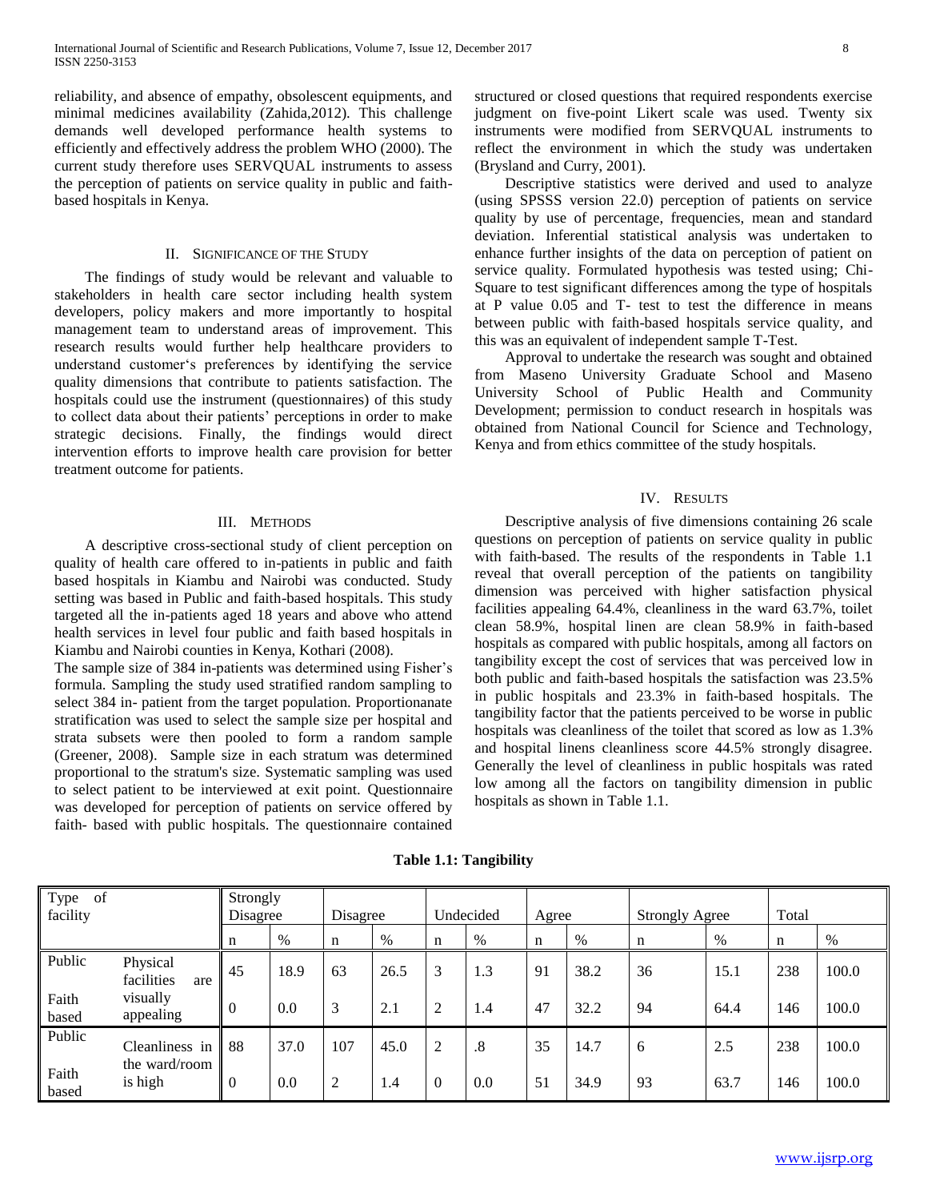reliability, and absence of empathy, obsolescent equipments, and minimal medicines availability (Zahida,2012). This challenge demands well developed performance health systems to efficiently and effectively address the problem WHO (2000). The current study therefore uses SERVQUAL instruments to assess the perception of patients on service quality in public and faith-based hospitals in Kenya.

## II. Significance of the Study

The findings of study would be relevant and valuable to stakeholders in health care sector including health system developers, policy makers and more importantly to hospital management team to understand areas of improvement. This research results would further help healthcare providers to understand customer's preferences by identifying the service quality dimensions that contribute to patients satisfaction. The hospitals could use the instrument (questionnaires) of this study to collect data about their patients' perceptions in order to make strategic decisions. Finally, the findings would direct intervention efforts to improve health care provision for better treatment outcome for patients.

## III. Methods

A descriptive cross-sectional study of client perception on quality of health care offered to in-patients in public and faith based hospitals in Kiambu and Nairobi was conducted. Study setting was based in Public and faith-based hospitals. This study targeted all the in-patients aged 18 years and above who attend health services in level four public and faith based hospitals in Kiambu and Nairobi counties in Kenya, Kothari (2008).

The sample size of 384 in-patients was determined using Fisher's formula. Sampling the study used stratified random sampling to select 384 in- patient from the target population. Proportionanate stratification was used to select the sample size per hospital and strata subsets were then pooled to form a random sample (Greener, 2008). Sample size in each stratum was determined proportional to the stratum's size. Systematic sampling was used to select patient to be interviewed at exit point. Questionnaire was developed for perception of patients on service offered by faith- based with public hospitals. The questionnaire contained structured or closed questions that required respondents exercise judgment on five-point Likert scale was used. Twenty six instruments were modified from SERVQUAL instruments to reflect the environment in which the study was undertaken (Brysland and Curry, 2001).

Descriptive statistics were derived and used to analyze (using SPSSS version 22.0) perception of patients on service quality by use of percentage, frequencies, mean and standard deviation. Inferential statistical analysis was undertaken to enhance further insights of the data on perception of patient on service quality. Formulated hypothesis was tested using; Chi-Square to test significant differences among the type of hospitals at P value 0.05 and T- test to test the difference in means between public with faith-based hospitals service quality, and this was an equivalent of independent sample T-Test.

Approval to undertake the research was sought and obtained from Maseno University Graduate School and Maseno University School of Public Health and Community Development; permission to conduct research in hospitals was obtained from National Council for Science and Technology, Kenya and from ethics committee of the study hospitals.

## IV. Results

Descriptive analysis of five dimensions containing 26 scale questions on perception of patients on service quality in public with faith-based. The results of the respondents in Table 1.1 reveal that overall perception of the patients on tangibility dimension was perceived with higher satisfaction physical facilities appealing 64.4%, cleanliness in the ward 63.7%, toilet clean 58.9%, hospital linen are clean 58.9% in faith-based hospitals as compared with public hospitals, among all factors on tangibility except the cost of services that was perceived low in both public and faith-based hospitals the satisfaction was 23.5% in public hospitals and 23.3% in faith-based hospitals. The tangibility factor that the patients perceived to be worse in public hospitals was cleanliness of the toilet that scored as low as 1.3% and hospital linens cleanliness score 44.5% strongly disagree. Generally the level of cleanliness in public hospitals was rated low among all the factors on tangibility dimension in public hospitals as shown in Table 1.1.

**Table 1.1: Tangibility**

| Type of facility | | Strongly Disagree | | Disagree | | Undecided | | Agree | | Strongly Agree | | Total | |
|---|---|---|---|---|---|---|---|---|---|---|---|---|---|
| | | n | % | n | % | n | % | n | % | n | % | n | % |
| Public | Physical facilities are visually appealing | 45 | 18.9 | 63 | 26.5 | 3 | 1.3 | 91 | 38.2 | 36 | 15.1 | 238 | 100.0 |
| Faith based | | 0 | 0.0 | 3 | 2.1 | 2 | 1.4 | 47 | 32.2 | 94 | 64.4 | 146 | 100.0 |
| Public | Cleanliness in the ward/room is high | 88 | 37.0 | 107 | 45.0 | 2 | .8 | 35 | 14.7 | 6 | 2.5 | 238 | 100.0 |
| Faith based | | 0 | 0.0 | 2 | 1.4 | 0 | 0.0 | 51 | 34.9 | 93 | 63.7 | 146 | 100.0 |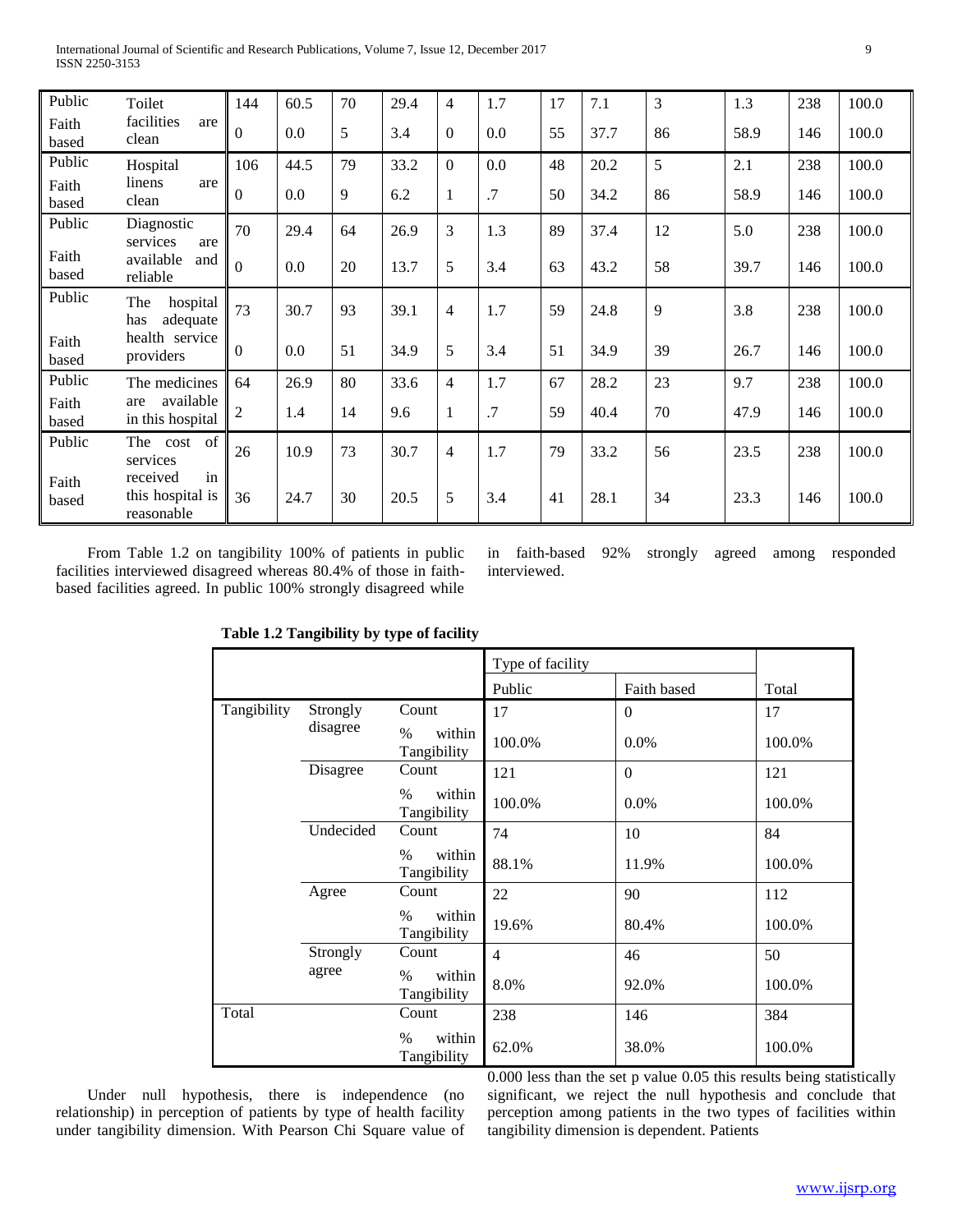| Public | Toilet facilities are clean | 144 | 60.5 | 70 | 29.4 | 4 | 1.7 | 17 | 7.1 | 3 | 1.3 | 238 | 100.0 |
|---|---|---|---|---|---|---|---|---|---|---|---|---|---|
| Faith based | | 0 | 0.0 | 5 | 3.4 | 0 | 0.0 | 55 | 37.7 | 86 | 58.9 | 146 | 100.0 |
| Public | Hospital linens are clean | 106 | 44.5 | 79 | 33.2 | 0 | 0.0 | 48 | 20.2 | 5 | 2.1 | 238 | 100.0 |
| Faith based | | 0 | 0.0 | 9 | 6.2 | 1 | .7 | 50 | 34.2 | 86 | 58.9 | 146 | 100.0 |
| Public | Diagnostic services are available and reliable | 70 | 29.4 | 64 | 26.9 | 3 | 1.3 | 89 | 37.4 | 12 | 5.0 | 238 | 100.0 |
| Faith based | | 0 | 0.0 | 20 | 13.7 | 5 | 3.4 | 63 | 43.2 | 58 | 39.7 | 146 | 100.0 |
| Public | The hospital has adequate health service providers | 73 | 30.7 | 93 | 39.1 | 4 | 1.7 | 59 | 24.8 | 9 | 3.8 | 238 | 100.0 |
| Faith based | | 0 | 0.0 | 51 | 34.9 | 5 | 3.4 | 51 | 34.9 | 39 | 26.7 | 146 | 100.0 |
| Public | The medicines are available in this hospital | 64 | 26.9 | 80 | 33.6 | 4 | 1.7 | 67 | 28.2 | 23 | 9.7 | 238 | 100.0 |
| Faith based | | 2 | 1.4 | 14 | 9.6 | 1 | .7 | 59 | 40.4 | 70 | 47.9 | 146 | 100.0 |
| Public | The cost of services received in this hospital is reasonable | 26 | 10.9 | 73 | 30.7 | 4 | 1.7 | 79 | 33.2 | 56 | 23.5 | 238 | 100.0 |
| Faith based | | 36 | 24.7 | 30 | 20.5 | 5 | 3.4 | 41 | 28.1 | 34 | 23.3 | 146 | 100.0 |

From Table 1.2 on tangibility 100% of patients in public facilities interviewed disagreed whereas 80.4% of those in faith-based facilities agreed. In public 100% strongly disagreed while in faith-based 92% strongly agreed among responded interviewed.

**Table 1.2 Tangibility by type of facility**

| | | | Type of facility | | |
|---|---|---|---|---|---|
| | | | Public | Faith based | Total |
| Tangibility | Strongly disagree | Count | 17 | 0 | 17 |
| | | % within Tangibility | 100.0% | 0.0% | 100.0% |
| | Disagree | Count | 121 | 0 | 121 |
| | | % within Tangibility | 100.0% | 0.0% | 100.0% |
| | Undecided | Count | 74 | 10 | 84 |
| | | % within Tangibility | 88.1% | 11.9% | 100.0% |
| | Agree | Count | 22 | 90 | 112 |
| | | % within Tangibility | 19.6% | 80.4% | 100.0% |
| | Strongly agree | Count | 4 | 46 | 50 |
| | | % within Tangibility | 8.0% | 92.0% | 100.0% |
| Total | | Count | 238 | 146 | 384 |
| | | % within Tangibility | 62.0% | 38.0% | 100.0% |

Under null hypothesis, there is independence (no relationship) in perception of patients by type of health facility under tangibility dimension. With Pearson Chi Square value of 0.000 less than the set p value 0.05 this results being statistically significant, we reject the null hypothesis and conclude that perception among patients in the two types of facilities within tangibility dimension is dependent. Patients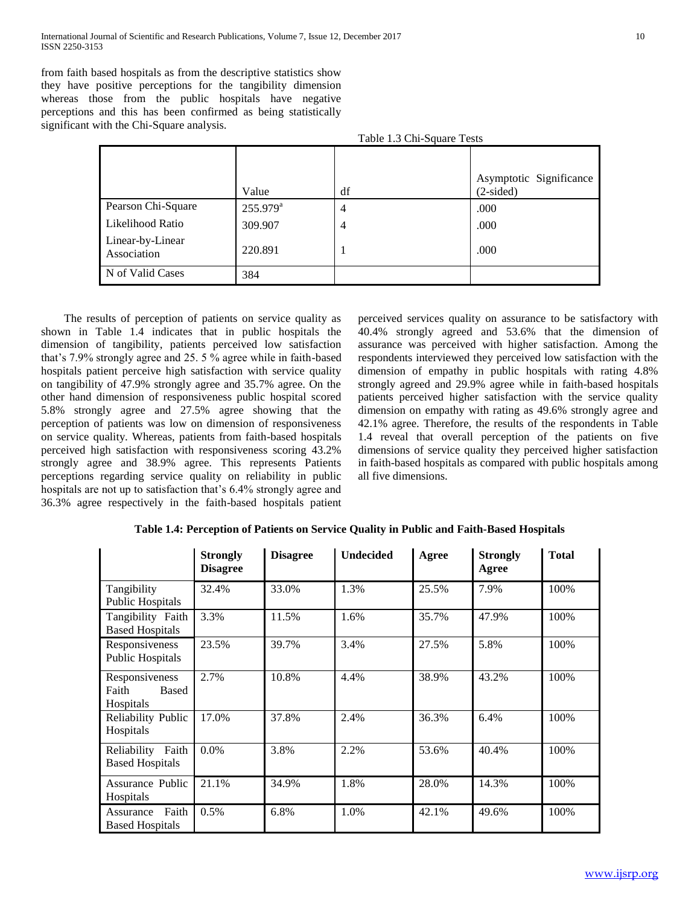from faith based hospitals as from the descriptive statistics show they have positive perceptions for the tangibility dimension whereas those from the public hospitals have negative perceptions and this has been confirmed as being statistically significant with the Chi-Square analysis.

Table 1.3 Chi-Square Tests

| | Value | df | Asymptotic Significance (2-sided) |
|---|---|---|---|
| Pearson Chi-Square | 255.979[a] | 4 | .000 |
| Likelihood Ratio | 309.907 | 4 | .000 |
| Linear-by-Linear Association | 220.891 | 1 | .000 |
| N of Valid Cases | 384 | | |

The results of perception of patients on service quality as shown in Table 1.4 indicates that in public hospitals the dimension of tangibility, patients perceived low satisfaction that's 7.9% strongly agree and 25. 5 % agree while in faith-based hospitals patient perceive high satisfaction with service quality on tangibility of 47.9% strongly agree and 35.7% agree. On the other hand dimension of responsiveness public hospital scored 5.8% strongly agree and 27.5% agree showing that the perception of patients was low on dimension of responsiveness on service quality. Whereas, patients from faith-based hospitals perceived high satisfaction with responsiveness scoring 43.2% strongly agree and 38.9% agree. This represents Patients perceptions regarding service quality on reliability in public hospitals are not up to satisfaction that's 6.4% strongly agree and 36.3% agree respectively in the faith-based hospitals patient perceived services quality on assurance to be satisfactory with 40.4% strongly agreed and 53.6% that the dimension of assurance was perceived with higher satisfaction. Among the respondents interviewed they perceived low satisfaction with the dimension of empathy in public hospitals with rating 4.8% strongly agreed and 29.9% agree while in faith-based hospitals patients perceived higher satisfaction with the service quality dimension on empathy with rating as 49.6% strongly agree and 42.1% agree. Therefore, the results of the respondents in Table 1.4 reveal that overall perception of the patients on five dimensions of service quality they perceived higher satisfaction in faith-based hospitals as compared with public hospitals among all five dimensions.

**Table 1.4: Perception of Patients on Service Quality in Public and Faith-Based Hospitals**

| | **Strongly Disagree** | **Disagree** | **Undecided** | **Agree** | **Strongly Agree** | **Total** |
|---|---|---|---|---|---|---|
| Tangibility Public Hospitals | 32.4% | 33.0% | 1.3% | 25.5% | 7.9% | 100% |
| Tangibility Faith Based Hospitals | 3.3% | 11.5% | 1.6% | 35.7% | 47.9% | 100% |
| Responsiveness Public Hospitals | 23.5% | 39.7% | 3.4% | 27.5% | 5.8% | 100% |
| Responsiveness Faith Based Hospitals | 2.7% | 10.8% | 4.4% | 38.9% | 43.2% | 100% |
| Reliability Public Hospitals | 17.0% | 37.8% | 2.4% | 36.3% | 6.4% | 100% |
| Reliability Faith Based Hospitals | 0.0% | 3.8% | 2.2% | 53.6% | 40.4% | 100% |
| Assurance Public Hospitals | 21.1% | 34.9% | 1.8% | 28.0% | 14.3% | 100% |
| Assurance Faith Based Hospitals | 0.5% | 6.8% | 1.0% | 42.1% | 49.6% | 100% |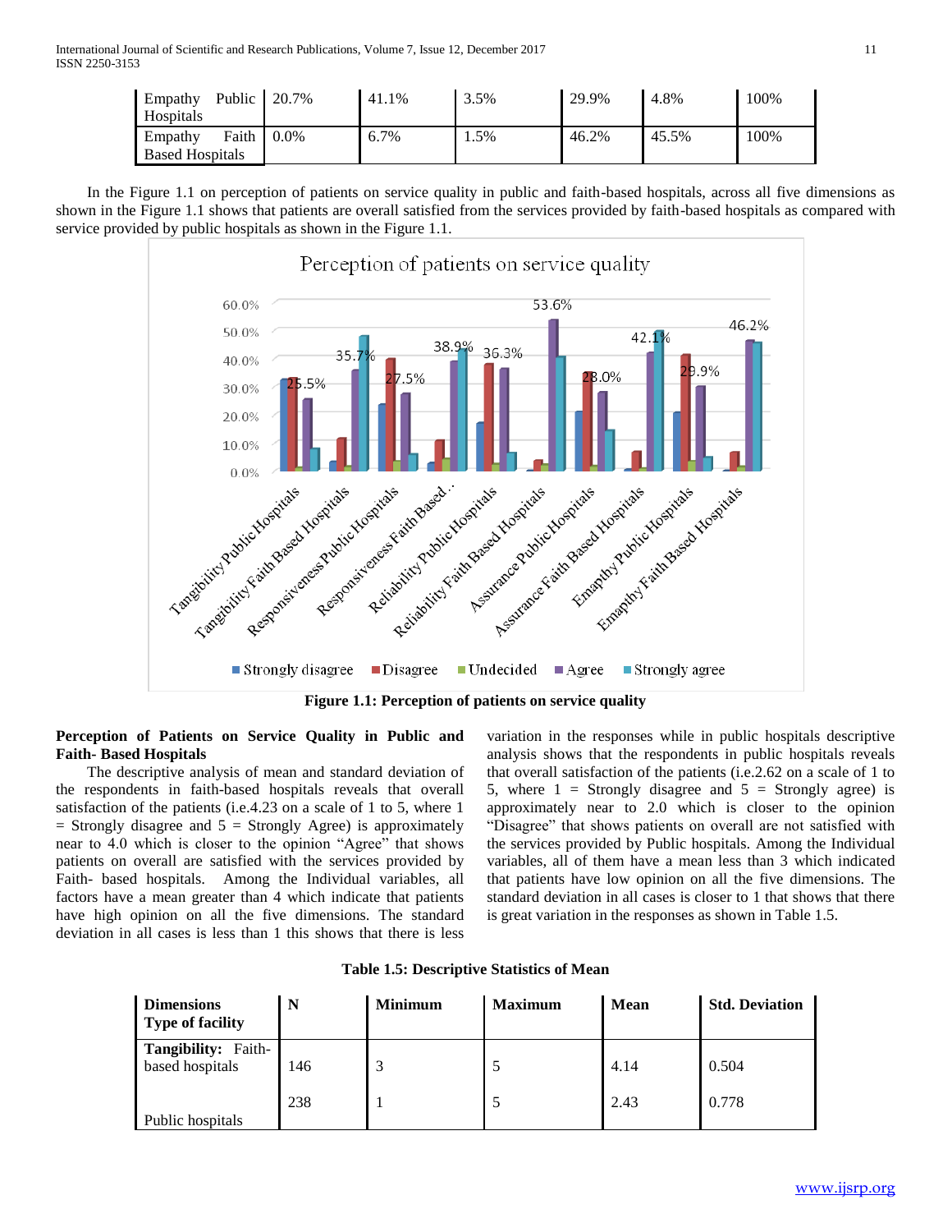| Empathy Public Hospitals | 20.7% | 41.1% | 3.5% | 29.9% | 4.8% | 100% |
|---|---|---|---|---|---|---|
| Empathy Faith Based Hospitals | 0.0% | 6.7% | 1.5% | 46.2% | 45.5% | 100% |

In the Figure 1.1 on perception of patients on service quality in public and faith-based hospitals, across all five dimensions as shown in the Figure 1.1 shows that patients are overall satisfied from the services provided by faith-based hospitals as compared with service provided by public hospitals as shown in the Figure 1.1.

**Figure 1.1: Perception of patients on service quality**

**Perception of Patients on Service Quality in Public and Faith- Based Hospitals**

The descriptive analysis of mean and standard deviation of the respondents in faith-based hospitals reveals that overall satisfaction of the patients (i.e.4.23 on a scale of 1 to 5, where 1 = Strongly disagree and 5 = Strongly Agree) is approximately near to 4.0 which is closer to the opinion "Agree" that shows patients on overall are satisfied with the services provided by Faith- based hospitals. Among the Individual variables, all factors have a mean greater than 4 which indicate that patients have high opinion on all the five dimensions. The standard deviation in all cases is less than 1 this shows that there is less variation in the responses while in public hospitals descriptive analysis shows that the respondents in public hospitals reveals that overall satisfaction of the patients (i.e.2.62 on a scale of 1 to 5, where 1 = Strongly disagree and 5 = Strongly agree) is approximately near to 2.0 which is closer to the opinion "Disagree" that shows patients on overall are not satisfied with the services provided by Public hospitals. Among the Individual variables, all of them have a mean less than 3 which indicated that patients have low opinion on all the five dimensions. The standard deviation in all cases is closer to 1 that shows that there is great variation in the responses as shown in Table 1.5.

**Table 1.5: Descriptive Statistics of Mean**

| Dimensions Type of facility | N | Minimum | Maximum | Mean | Std. Deviation |
|---|---|---|---|---|---|
| **Tangibility:** Faith-based hospitals | 146 | 3 | 5 | 4.14 | 0.504 |
| Public hospitals | 238 | 1 | 5 | 2.43 | 0.778 |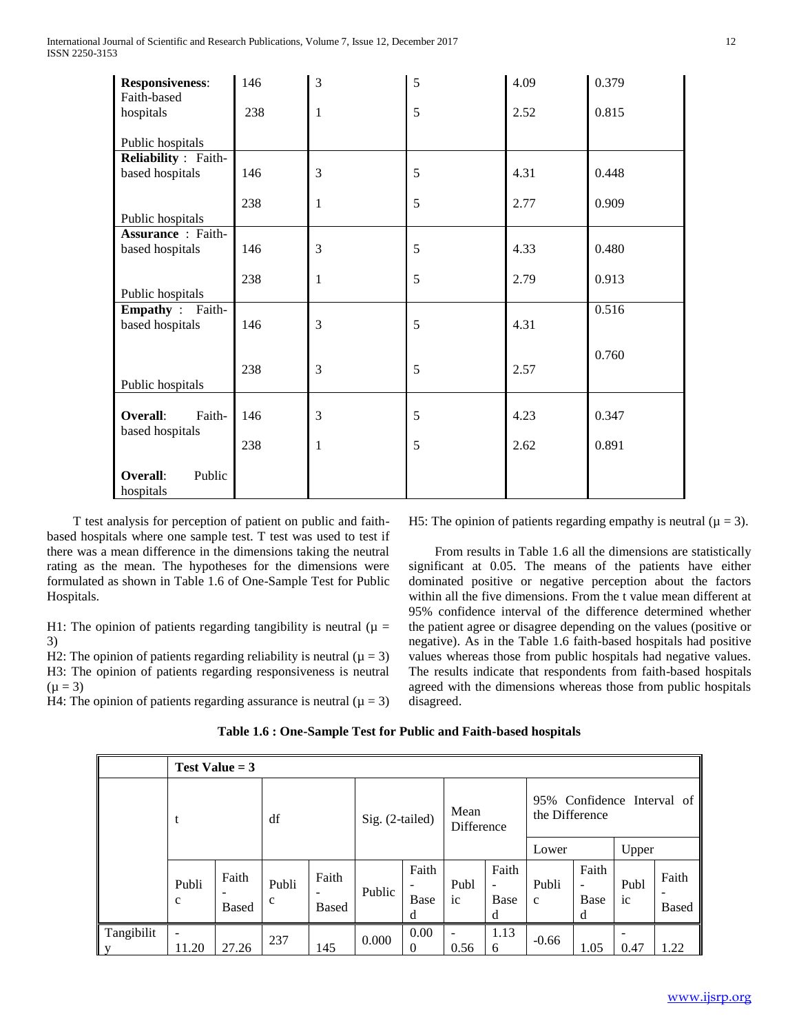| **Responsiveness**: Faith-based hospitals<br><br>Public hospitals | 146<br>238 | 3<br>1 | 5<br>5 | 4.09<br>2.52 | 0.379<br>0.815 |
|---|---|---|---|---|---|
| **Reliability** : Faith-based hospitals<br><br>Public hospitals | 146<br>238 | 3<br>1 | 5<br>5 | 4.31<br>2.77 | 0.448<br>0.909 |
| **Assurance** : Faith-based hospitals<br><br>Public hospitals | 146<br>238 | 3<br>1 | 5<br>5 | 4.33<br>2.79 | 0.480<br>0.913 |
| **Empathy** : Faith-based hospitals<br><br>Public hospitals | 146<br>238 | 3<br>3 | 5<br>5 | 4.31<br>2.57 | 0.516<br>0.760 |
| **Overall**: Faith-based hospitals<br><br>**Overall**: Public hospitals | 146<br>238 | 3<br>1 | 5<br>5 | 4.23<br>2.62 | 0.347<br>0.891 |

T test analysis for perception of patient on public and faith-based hospitals where one sample test. T test was used to test if there was a mean difference in the dimensions taking the neutral rating as the mean. The hypotheses for the dimensions were formulated as shown in Table 1.6 of One-Sample Test for Public Hospitals.

H1: The opinion of patients regarding tangibility is neutral ($\mu = 3$)
H2: The opinion of patients regarding reliability is neutral ($\mu = 3$)
H3: The opinion of patients regarding responsiveness is neutral ($\mu = 3$)
H4: The opinion of patients regarding assurance is neutral ($\mu = 3$)
H5: The opinion of patients regarding empathy is neutral ($\mu = 3$).

From results in Table 1.6 all the dimensions are statistically significant at 0.05. The means of the patients have either dominated positive or negative perception about the factors within all the five dimensions. From the t value mean different at 95% confidence interval of the difference determined whether the patient agree or disagree depending on the values (positive or negative). As in the Table 1.6 faith-based hospitals had positive values whereas those from public hospitals had negative values. The results indicate that respondents from faith-based hospitals agreed with the dimensions whereas those from public hospitals disagreed.

**Table 1.6 : One-Sample Test for Public and Faith-based hospitals**

| | Test Value = 3 | | | | | | | | | | | |
|---|---|---|---|---|---|---|---|---|---|---|---|---|
| | t | | df | | Sig. (2-tailed) | | Mean Difference | | 95% Confidence Interval of the Difference | | | |
| | | | | | | | | | Lower | | Upper | |
| | Public | Faith-Based | Public | Faith-Based | Public | Faith-Based | Public | Faith-Based | Public | Faith-Based | Public | Faith-Based |
| Tangibility | -11.20 | 27.26 | 237 | 145 | 0.000 | 0.000 | -0.56 | 1.136 | -0.66 | 1.05 | -0.47 | 1.22 |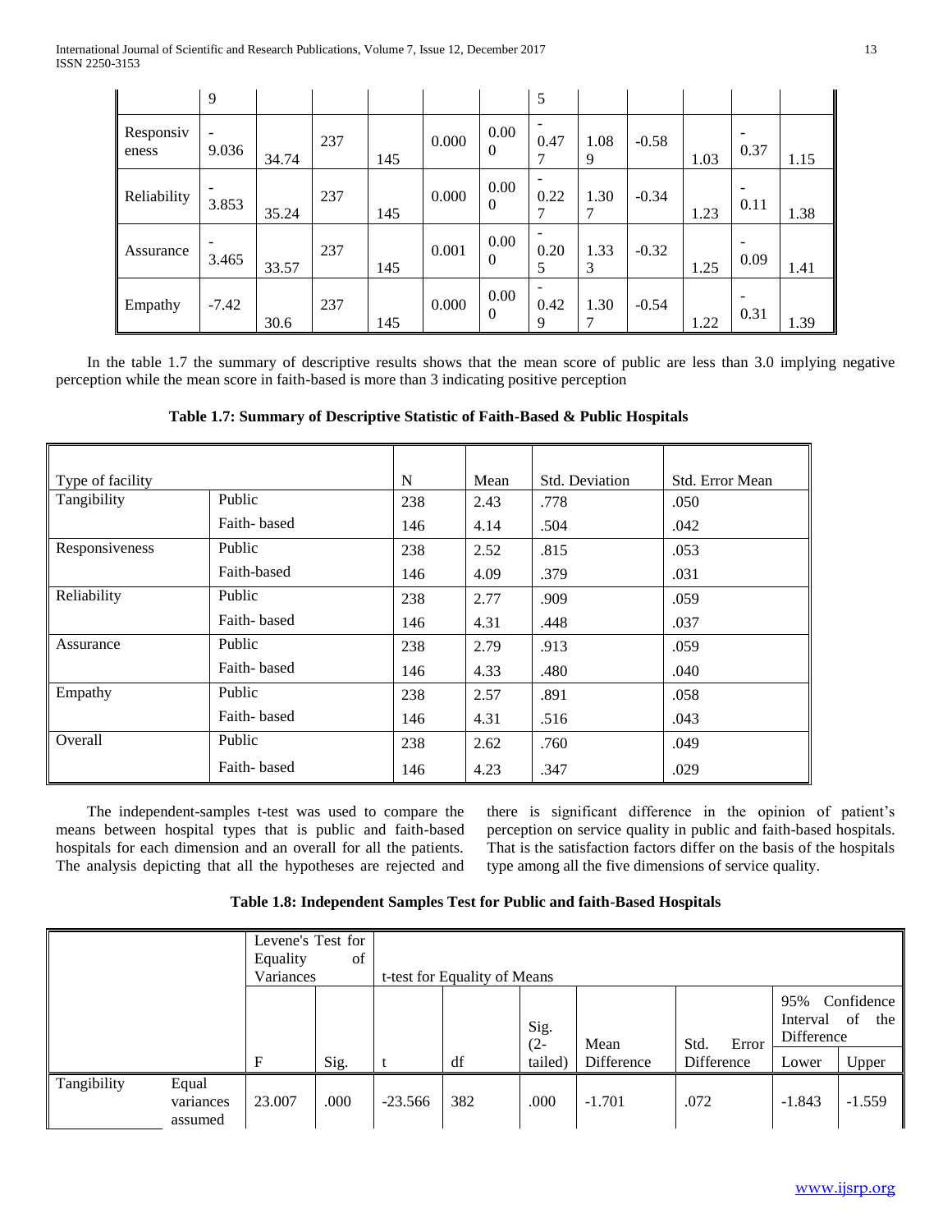|  | 9 |  |  |  |  |  | 5 |  |  |  |  |  |
|---|---|---|---|---|---|---|---|---|---|---|---|---|
| Responsiveness | -9.036 | 34.74 | 237 | 145 | 0.000 | 0.000 | -0.477 | 1.089 | -0.58 | 1.03 | -0.37 | 1.15 |
| Reliability | -3.853 | 35.24 | 237 | 145 | 0.000 | 0.000 | -0.227 | 1.307 | -0.34 | 1.23 | -0.11 | 1.38 |
| Assurance | -3.465 | 33.57 | 237 | 145 | 0.001 | 0.000 | -0.205 | 1.333 | -0.32 | 1.25 | -0.09 | 1.41 |
| Empathy | -7.42 | 30.6 | 237 | 145 | 0.000 | 0.000 | -0.429 | 1.307 | -0.54 | 1.22 | -0.31 | 1.39 |

In the table 1.7 the summary of descriptive results shows that the mean score of public are less than 3.0 implying negative perception while the mean score in faith-based is more than 3 indicating positive perception

**Table 1.7: Summary of Descriptive Statistic of Faith-Based & Public Hospitals**

| Type of facility |  | N | Mean | Std. Deviation | Std. Error Mean |
|---|---|---|---|---|---|
| Tangibility | Public | 238 | 2.43 | .778 | .050 |
|  | Faith- based | 146 | 4.14 | .504 | .042 |
| Responsiveness | Public | 238 | 2.52 | .815 | .053 |
|  | Faith-based | 146 | 4.09 | .379 | .031 |
| Reliability | Public | 238 | 2.77 | .909 | .059 |
|  | Faith- based | 146 | 4.31 | .448 | .037 |
| Assurance | Public | 238 | 2.79 | .913 | .059 |
|  | Faith- based | 146 | 4.33 | .480 | .040 |
| Empathy | Public | 238 | 2.57 | .891 | .058 |
|  | Faith- based | 146 | 4.31 | .516 | .043 |
| Overall | Public | 238 | 2.62 | .760 | .049 |
|  | Faith- based | 146 | 4.23 | .347 | .029 |

The independent-samples t-test was used to compare the means between hospital types that is public and faith-based hospitals for each dimension and an overall for all the patients. The analysis depicting that all the hypotheses are rejected and there is significant difference in the opinion of patient's perception on service quality in public and faith-based hospitals. That is the satisfaction factors differ on the basis of the hospitals type among all the five dimensions of service quality.

**Table 1.8: Independent Samples Test for Public and faith-Based Hospitals**

|  |  | Levene's Test for Equality of Variances |  | t-test for Equality of Means |  |  |  |  |  |  |
|---|---|---|---|---|---|---|---|---|---|---|
|  |  |  |  |  |  |  |  |  | 95% Confidence Interval of the Difference |  |
|  |  | F | Sig. | t | df | Sig. (2-tailed) | Mean Difference | Std. Error Difference | Lower | Upper |
| Tangibility | Equal variances assumed | 23.007 | .000 | -23.566 | 382 | .000 | -1.701 | .072 | -1.843 | -1.559 |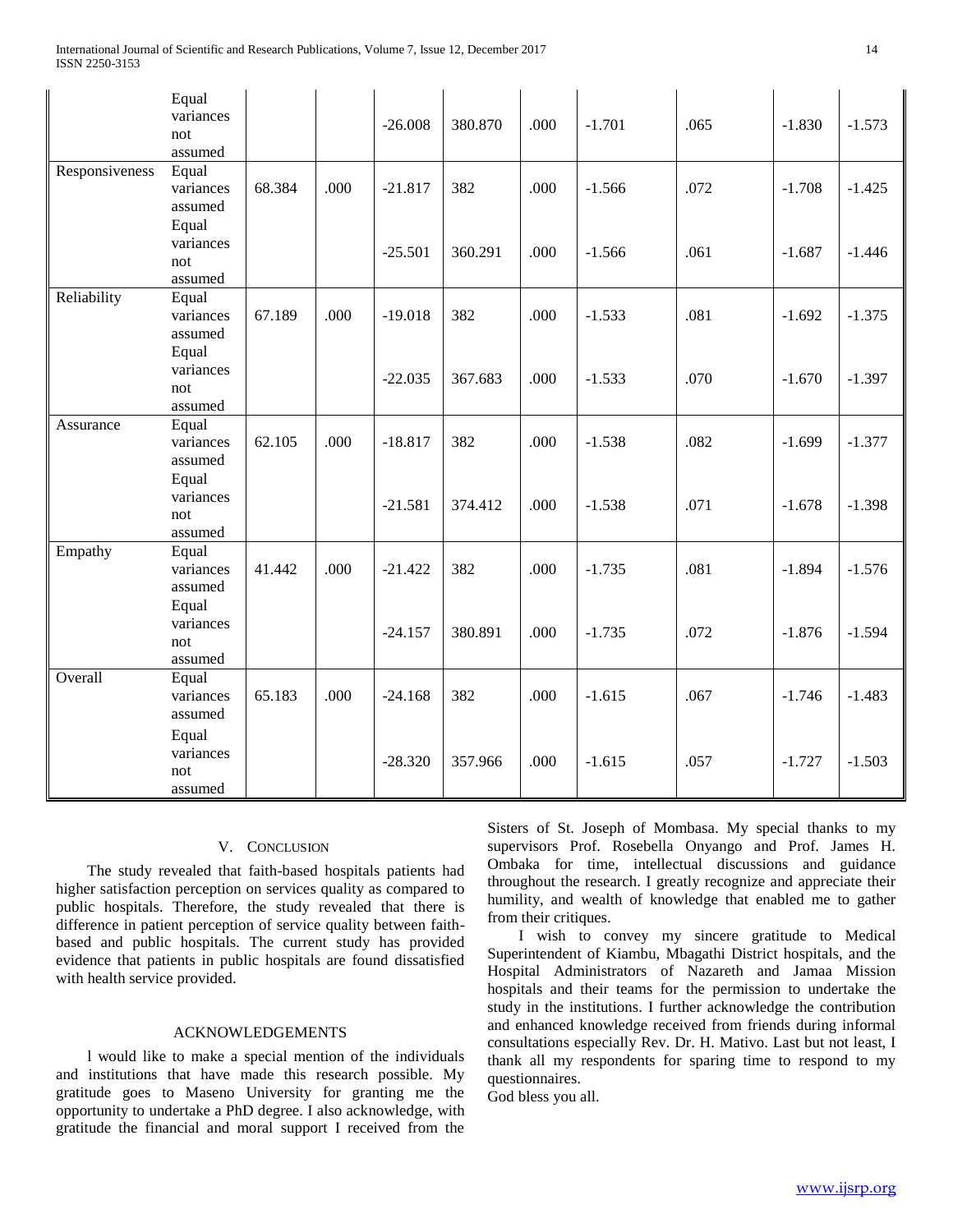| | | | | | | | | | | |
|---|---|---|---|---|---|---|---|---|---|---|
| | Equal variances not assumed | | | -26.008 | 380.870 | .000 | -1.701 | .065 | -1.830 | -1.573 |
| Responsiveness | Equal variances assumed | 68.384 | .000 | -21.817 | 382 | .000 | -1.566 | .072 | -1.708 | -1.425 |
| | Equal variances not assumed | | | -25.501 | 360.291 | .000 | -1.566 | .061 | -1.687 | -1.446 |
| Reliability | Equal variances assumed | 67.189 | .000 | -19.018 | 382 | .000 | -1.533 | .081 | -1.692 | -1.375 |
| | Equal variances not assumed | | | -22.035 | 367.683 | .000 | -1.533 | .070 | -1.670 | -1.397 |
| Assurance | Equal variances assumed | 62.105 | .000 | -18.817 | 382 | .000 | -1.538 | .082 | -1.699 | -1.377 |
| | Equal variances not assumed | | | -21.581 | 374.412 | .000 | -1.538 | .071 | -1.678 | -1.398 |
| Empathy | Equal variances assumed | 41.442 | .000 | -21.422 | 382 | .000 | -1.735 | .081 | -1.894 | -1.576 |
| | Equal variances not assumed | | | -24.157 | 380.891 | .000 | -1.735 | .072 | -1.876 | -1.594 |
| Overall | Equal variances assumed | 65.183 | .000 | -24.168 | 382 | .000 | -1.615 | .067 | -1.746 | -1.483 |
| | Equal variances not assumed | | | -28.320 | 357.966 | .000 | -1.615 | .057 | -1.727 | -1.503 |

## V. Conclusion

The study revealed that faith-based hospitals patients had higher satisfaction perception on services quality as compared to public hospitals. Therefore, the study revealed that there is difference in patient perception of service quality between faith-based and public hospitals. The current study has provided evidence that patients in public hospitals are found dissatisfied with health service provided.

## Acknowledgements

l would like to make a special mention of the individuals and institutions that have made this research possible. My gratitude goes to Maseno University for granting me the opportunity to undertake a PhD degree. I also acknowledge, with gratitude the financial and moral support I received from the Sisters of St. Joseph of Mombasa. My special thanks to my supervisors Prof. Rosebella Onyango and Prof. James H. Ombaka for time, intellectual discussions and guidance throughout the research. I greatly recognize and appreciate their humility, and wealth of knowledge that enabled me to gather from their critiques.

I wish to convey my sincere gratitude to Medical Superintendent of Kiambu, Mbagathi District hospitals, and the Hospital Administrators of Nazareth and Jamaa Mission hospitals and their teams for the permission to undertake the study in the institutions. I further acknowledge the contribution and enhanced knowledge received from friends during informal consultations especially Rev. Dr. H. Mativo. Last but not least, I thank all my respondents for sparing time to respond to my questionnaires.

God bless you all.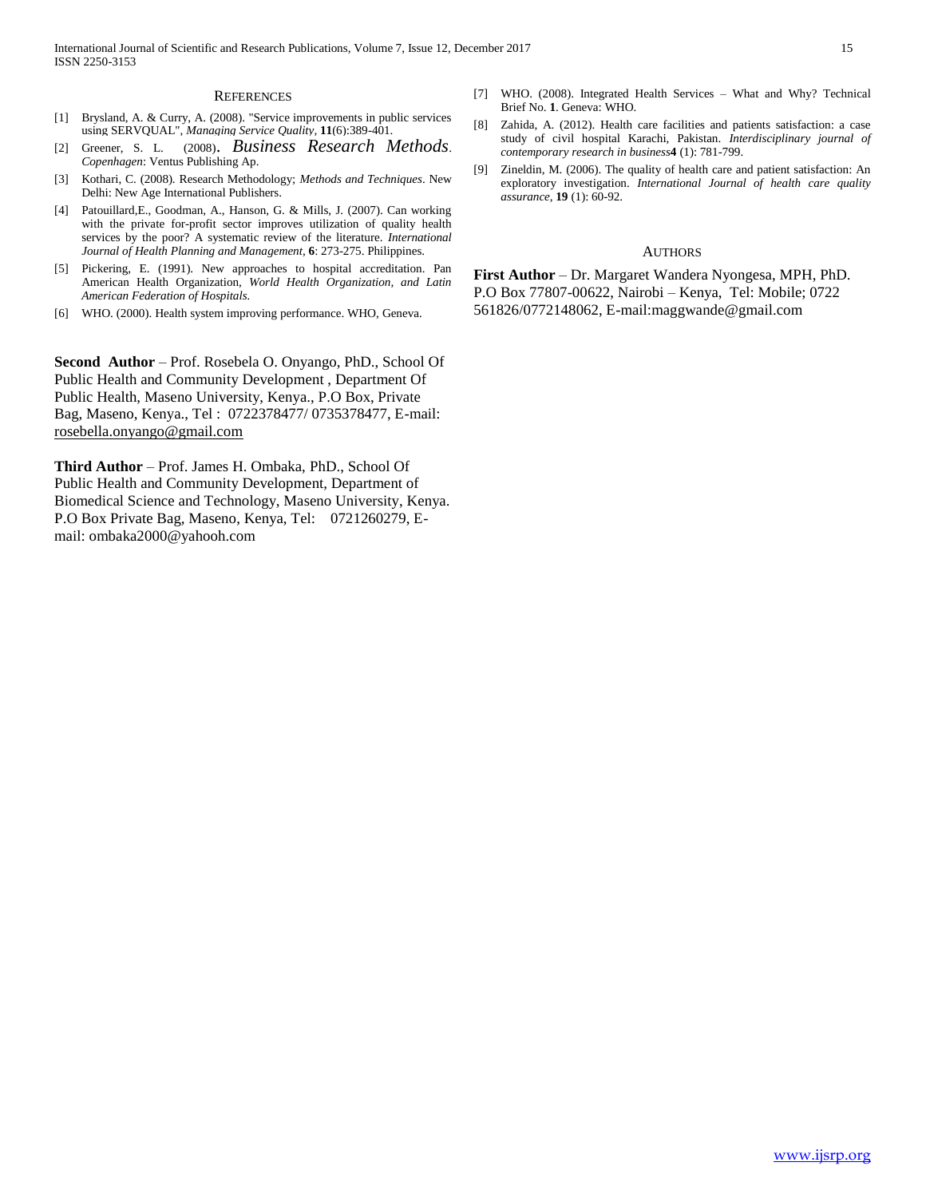## REFERENCES

[1] Brysland, A. & Curry, A. (2008). "Service improvements in public services using SERVQUAL", *Managing Service Quality*, **11**(6):389-401.

[2] Greener, S. L. (2008). *Business Research Methods. Copenhagen*: Ventus Publishing Ap.

[3] Kothari, C. (2008). Research Methodology; *Methods and Techniques*. New Delhi: New Age International Publishers.

[4] Patouillard,E., Goodman, A., Hanson, G. & Mills, J. (2007). Can working with the private for-profit sector improves utilization of quality health services by the poor? A systematic review of the literature. *International Journal of Health Planning and Management*, **6**: 273-275. Philippines.

[5] Pickering, E. (1991). New approaches to hospital accreditation. Pan American Health Organization, *World Health Organization, and Latin American Federation of Hospitals.*

[6] WHO. (2000). Health system improving performance. WHO, Geneva.

[7] WHO. (2008). Integrated Health Services – What and Why? Technical Brief No. **1**. Geneva: WHO.

[8] Zahida, A. (2012). Health care facilities and patients satisfaction: a case study of civil hospital Karachi, Pakistan. *Interdisciplinary journal of contemporary research in business***4** (1): 781-799.

[9] Zineldin, M. (2006). The quality of health care and patient satisfaction: An exploratory investigation. *International Journal of health care quality assurance*, **19** (1): 60-92.

## AUTHORS

**First Author** – Dr. Margaret Wandera Nyongesa, MPH, PhD. P.O Box 77807-00622, Nairobi – Kenya, Tel: Mobile; 0722 561826/0772148062, E-mail:maggwande@gmail.com

**Second Author** – Prof. Rosebela O. Onyango, PhD., School Of Public Health and Community Development , Department Of Public Health, Maseno University, Kenya., P.O Box, Private Bag, Maseno, Kenya., Tel : 0722378477/ 0735378477, E-mail: rosebella.onyango@gmail.com

**Third Author** – Prof. James H. Ombaka, PhD., School Of Public Health and Community Development, Department of Biomedical Science and Technology, Maseno University, Kenya. P.O Box Private Bag, Maseno, Kenya, Tel: 0721260279, E-mail: ombaka2000@yahooh.com